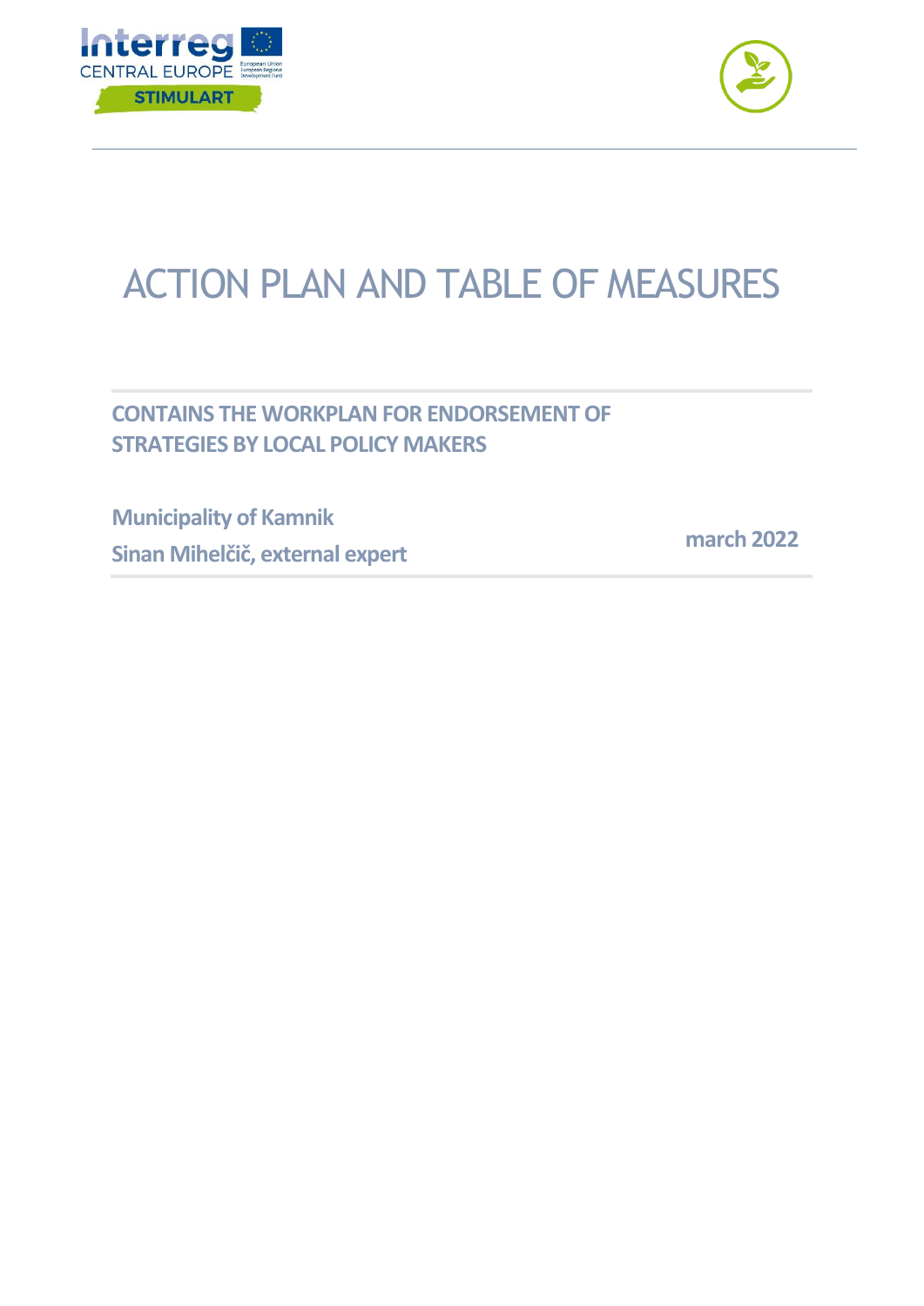# ACTION PLAN AND TABLE OF MEASURES

**CONTAINS THE WORKPLAN FOR ENDORSEMENT OF STRATEGIES BY LOCAL POLICY MAKERS**

**Municipality of Kamnik**

**Sinan Mihelčič, external expert**

**march 2022**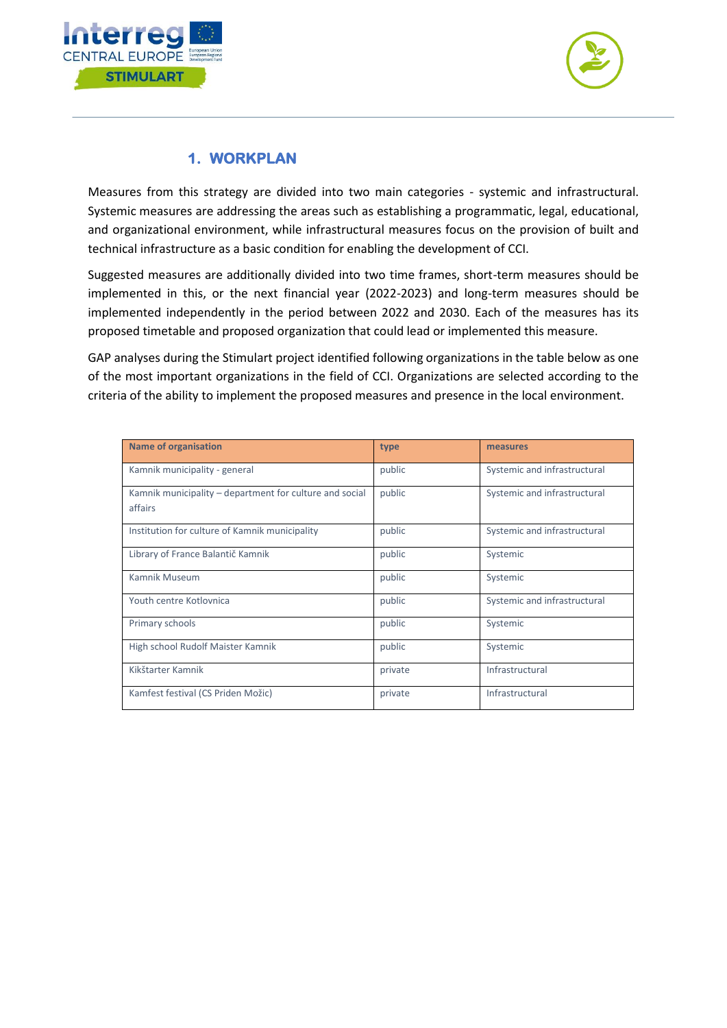# 1. WORKPLAN

Measures from this strategy are divided into two main categories - systemic and infrastructural. Systemic measures are addressing the areas such as establishing a programmatic, legal, educational, and organizational environment, while infrastructural measures focus on the provision of built and technical infrastructure as a basic condition for enabling the development of CCI.

Suggested measures are additionally divided into two time frames, short-term measures should be implemented in this, or the next financial year (2022-2023) and long-term measures should be implemented independently in the period between 2022 and 2030. Each of the measures has its proposed timetable and proposed organization that could lead or implemented this measure.

GAP analyses during the Stimulart project identified following organizations in the table below as one of the most important organizations in the field of CCI. Organizations are selected according to the criteria of the ability to implement the proposed measures and presence in the local environment.

| Name of organisation | type | measures |
|---|---|---|
| Kamnik municipality - general | public | Systemic and infrastructural |
| Kamnik municipality – department for culture and social affairs | public | Systemic and infrastructural |
| Institution for culture of Kamnik municipality | public | Systemic and infrastructural |
| Library of France Balantič Kamnik | public | Systemic |
| Kamnik Museum | public | Systemic |
| Youth centre Kotlovnica | public | Systemic and infrastructural |
| Primary schools | public | Systemic |
| High school Rudolf Maister Kamnik | public | Systemic |
| Kikštarter Kamnik | private | Infrastructural |
| Kamfest festival (CS Priden Možic) | private | Infrastructural |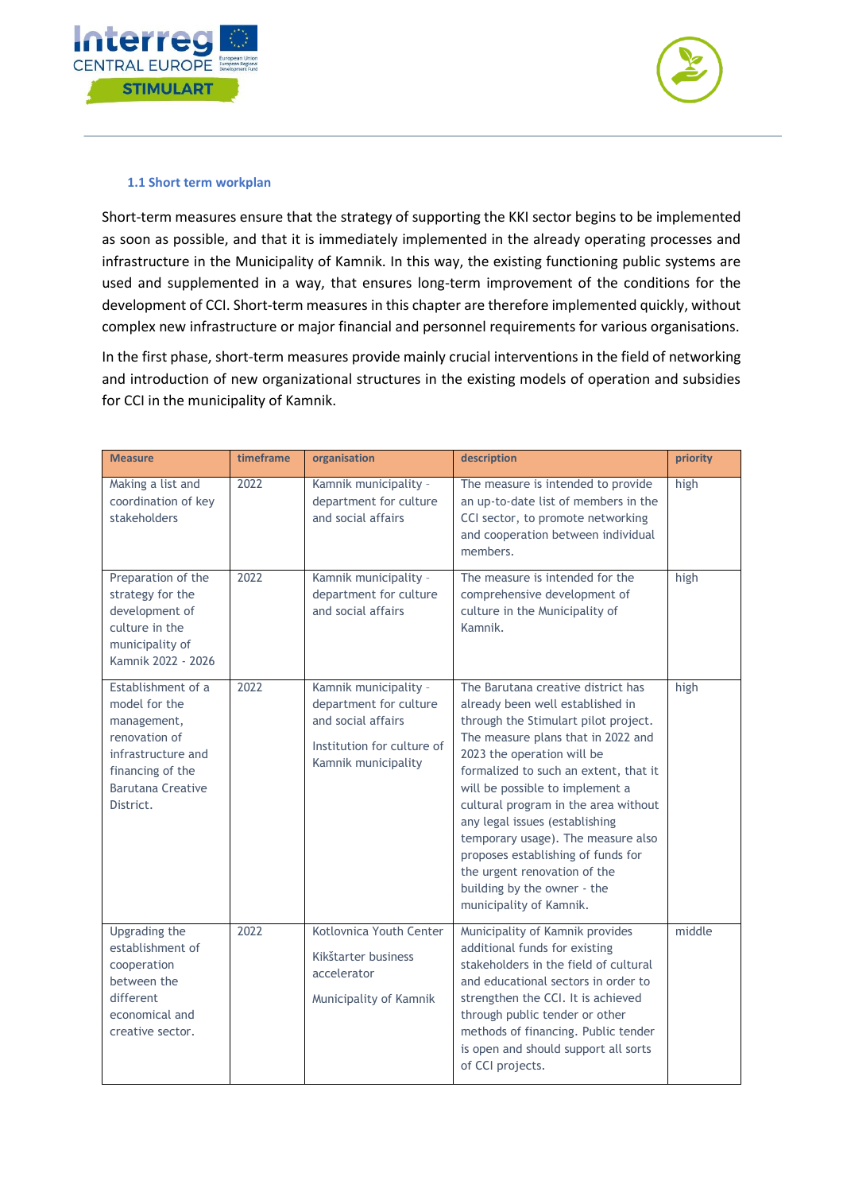### 1.1 Short term workplan

Short-term measures ensure that the strategy of supporting the KKI sector begins to be implemented as soon as possible, and that it is immediately implemented in the already operating processes and infrastructure in the Municipality of Kamnik. In this way, the existing functioning public systems are used and supplemented in a way, that ensures long-term improvement of the conditions for the development of CCI. Short-term measures in this chapter are therefore implemented quickly, without complex new infrastructure or major financial and personnel requirements for various organisations.

In the first phase, short-term measures provide mainly crucial interventions in the field of networking and introduction of new organizational structures in the existing models of operation and subsidies for CCI in the municipality of Kamnik.

| Measure | timeframe | organisation | description | priority |
|---|---|---|---|---|
| Making a list and coordination of key stakeholders | 2022 | Kamnik municipality - department for culture and social affairs | The measure is intended to provide an up-to-date list of members in the CCI sector, to promote networking and cooperation between individual members. | high |
| Preparation of the strategy for the development of culture in the municipality of Kamnik 2022 - 2026 | 2022 | Kamnik municipality - department for culture and social affairs | The measure is intended for the comprehensive development of culture in the Municipality of Kamnik. | high |
| Establishment of a model for the management, renovation of infrastructure and financing of the Barutana Creative District. | 2022 | Kamnik municipality - department for culture and social affairs<br><br>Institution for culture of Kamnik municipality | The Barutana creative district has already been well established in through the Stimulart pilot project. The measure plans that in 2022 and 2023 the operation will be formalized to such an extent, that it will be possible to implement a cultural program in the area without any legal issues (establishing temporary usage). The measure also proposes establishing of funds for the urgent renovation of the building by the owner - the municipality of Kamnik. | high |
| Upgrading the establishment of cooperation between the different economical and creative sector. | 2022 | Kotlovnica Youth Center<br><br>Kikštarter business accelerator<br><br>Municipality of Kamnik | Municipality of Kamnik provides additional funds for existing stakeholders in the field of cultural and educational sectors in order to strengthen the CCI. It is achieved through public tender or other methods of financing. Public tender is open and should support all sorts of CCI projects. | middle |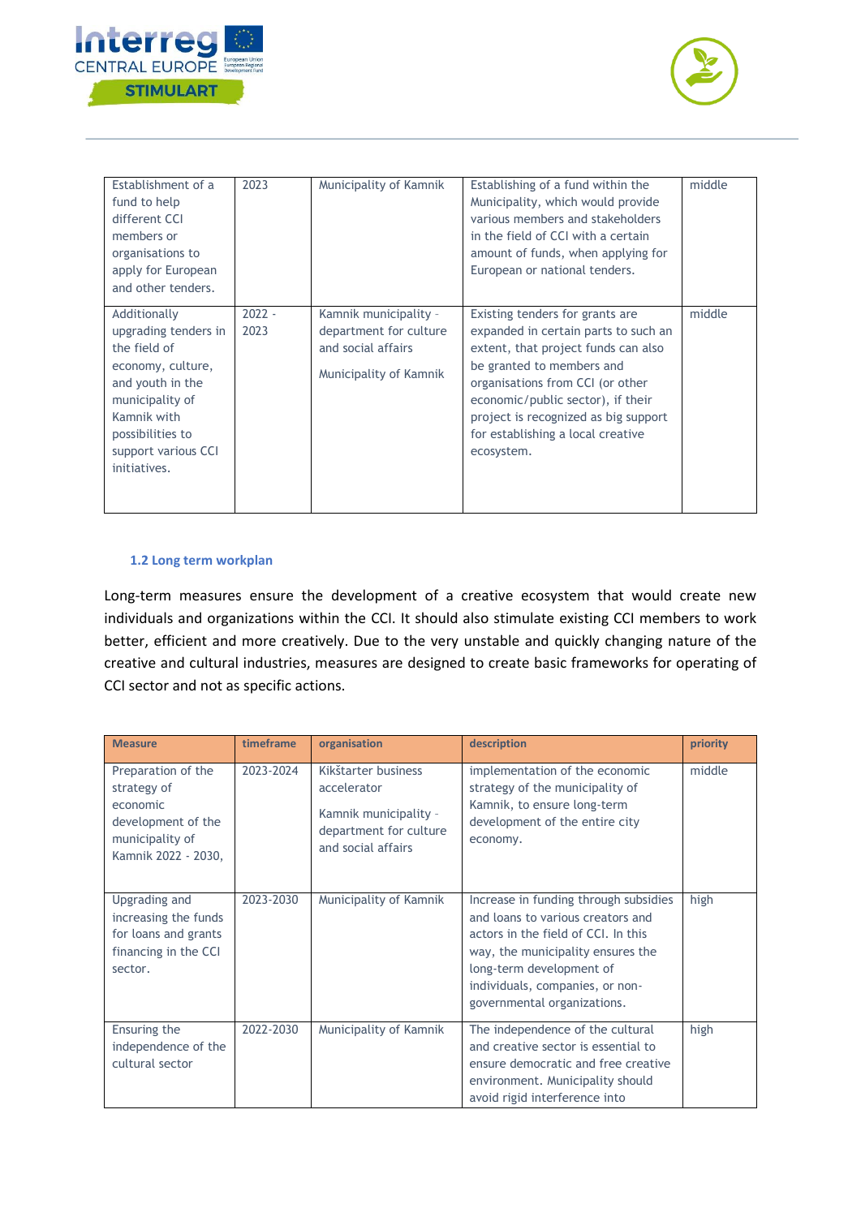| Establishment of a fund to help different CCI members or organisations to apply for European and other tenders. | 2023 | Municipality of Kamnik | Establishing of a fund within the Municipality, which would provide various members and stakeholders in the field of CCI with a certain amount of funds, when applying for European or national tenders. | middle |
|---|---|---|---|---|
| Additionally upgrading tenders in the field of economy, culture, and youth in the municipality of Kamnik with possibilities to support various CCI initiatives. | 2022 - 2023 | Kamnik municipality - department for culture and social affairs<br><br>Municipality of Kamnik | Existing tenders for grants are expanded in certain parts to such an extent, that project funds can also be granted to members and organisations from CCI (or other economic/public sector), if their project is recognized as big support for establishing a local creative ecosystem. | middle |

### 1.2 Long term workplan

Long-term measures ensure the development of a creative ecosystem that would create new individuals and organizations within the CCI. It should also stimulate existing CCI members to work better, efficient and more creatively. Due to the very unstable and quickly changing nature of the creative and cultural industries, measures are designed to create basic frameworks for operating of CCI sector and not as specific actions.

| Measure | timeframe | organisation | description | priority |
|---|---|---|---|---|
| Preparation of the strategy of economic development of the municipality of Kamnik 2022 - 2030, | 2023-2024 | Kikštarter business accelerator<br><br>Kamnik municipality - department for culture and social affairs | implementation of the economic strategy of the municipality of Kamnik, to ensure long-term development of the entire city economy. | middle |
| Upgrading and increasing the funds for loans and grants financing in the CCI sector. | 2023-2030 | Municipality of Kamnik | Increase in funding through subsidies and loans to various creators and actors in the field of CCI. In this way, the municipality ensures the long-term development of individuals, companies, or non-governmental organizations. | high |
| Ensuring the independence of the cultural sector | 2022-2030 | Municipality of Kamnik | The independence of the cultural and creative sector is essential to ensure democratic and free creative environment. Municipality should avoid rigid interference into | high |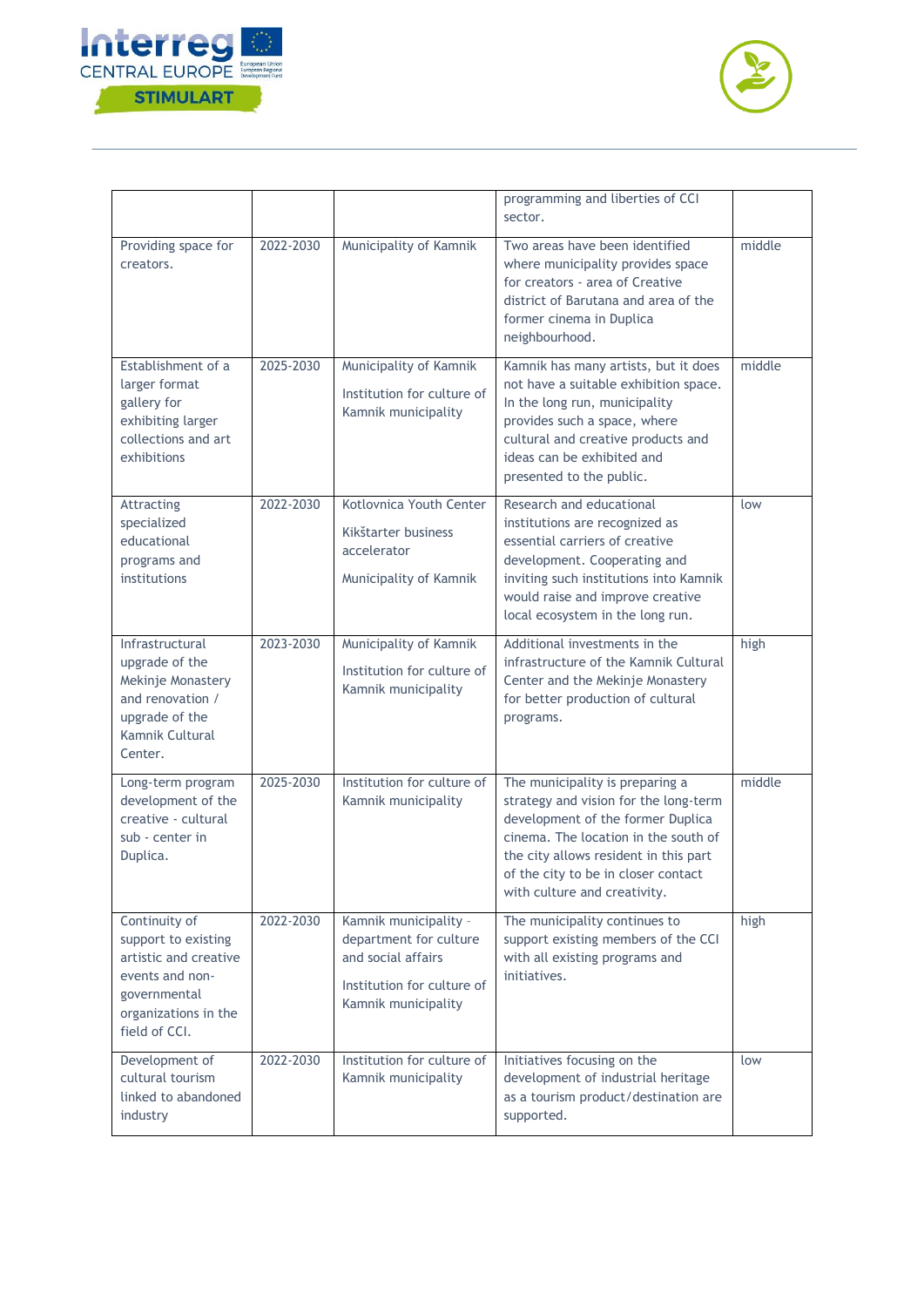| | | | programming and liberties of CCI sector. | |
|---|---|---|---|---|
| Providing space for creators. | 2022-2030 | Municipality of Kamnik | Two areas have been identified where municipality provides space for creators - area of Creative district of Barutana and area of the former cinema in Duplica neighbourhood. | middle |
| Establishment of a larger format gallery for exhibiting larger collections and art exhibitions | 2025-2030 | Municipality of Kamnik<br><br>Institution for culture of Kamnik municipality | Kamnik has many artists, but it does not have a suitable exhibition space. In the long run, municipality provides such a space, where cultural and creative products and ideas can be exhibited and presented to the public. | middle |
| Attracting specialized educational programs and institutions | 2022-2030 | Kotlovnica Youth Center<br><br>Kikštarter business accelerator<br><br>Municipality of Kamnik | Research and educational institutions are recognized as essential carriers of creative development. Cooperating and inviting such institutions into Kamnik would raise and improve creative local ecosystem in the long run. | low |
| Infrastructural upgrade of the Mekinje Monastery and renovation / upgrade of the Kamnik Cultural Center. | 2023-2030 | Municipality of Kamnik<br><br>Institution for culture of Kamnik municipality | Additional investments in the infrastructure of the Kamnik Cultural Center and the Mekinje Monastery for better production of cultural programs. | high |
| Long-term program development of the creative - cultural sub - center in Duplica. | 2025-2030 | Institution for culture of Kamnik municipality | The municipality is preparing a strategy and vision for the long-term development of the former Duplica cinema. The location in the south of the city allows resident in this part of the city to be in closer contact with culture and creativity. | middle |
| Continuity of support to existing artistic and creative events and non-governmental organizations in the field of CCI. | 2022-2030 | Kamnik municipality - department for culture and social affairs<br><br>Institution for culture of Kamnik municipality | The municipality continues to support existing members of the CCI with all existing programs and initiatives. | high |
| Development of cultural tourism linked to abandoned industry | 2022-2030 | Institution for culture of Kamnik municipality | Initiatives focusing on the development of industrial heritage as a tourism product/destination are supported. | low |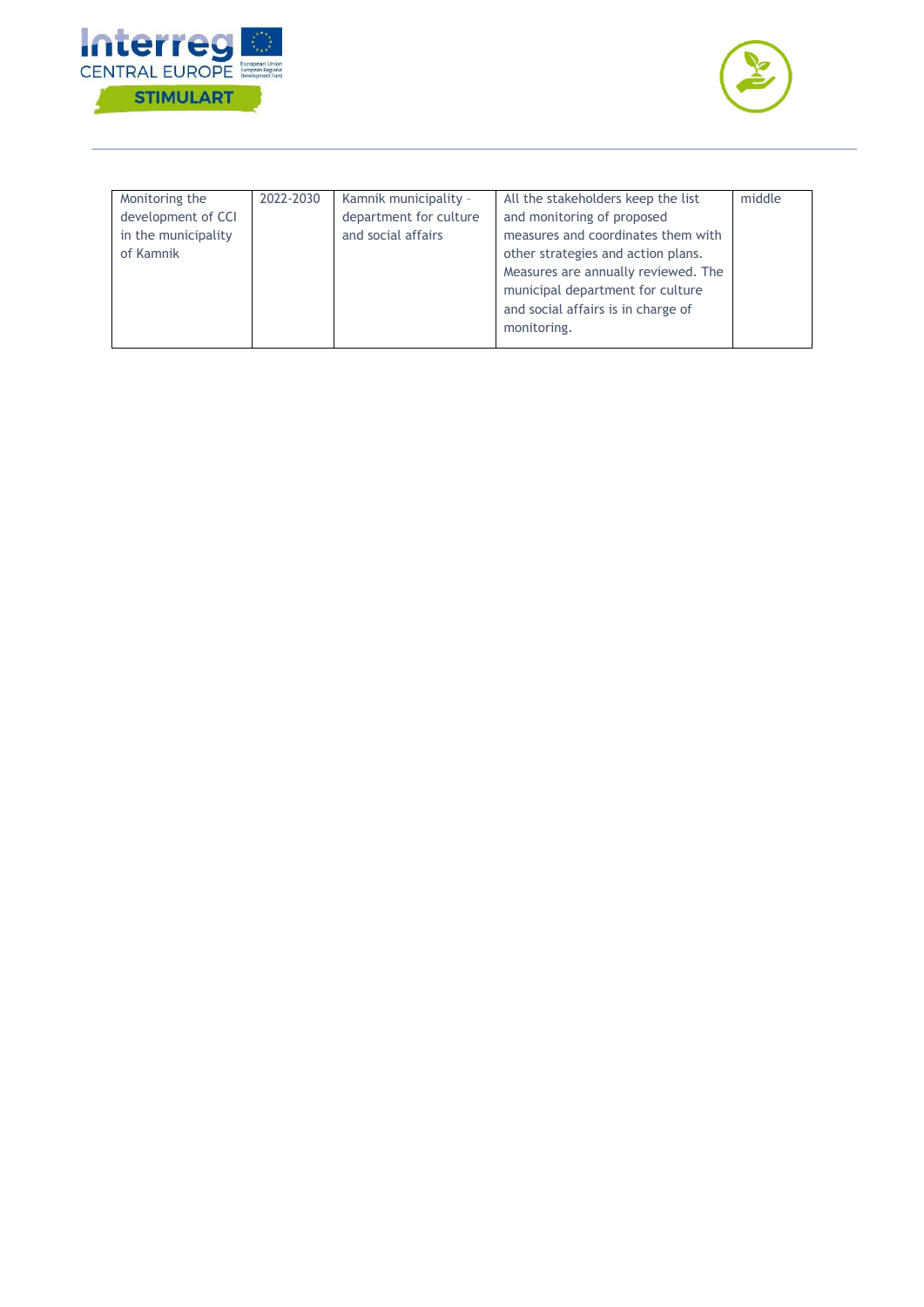| | | | | |
|---|---|---|---|---|
| Monitoring the development of CCI in the municipality of Kamnik | 2022-2030 | Kamnik municipality - department for culture and social affairs | All the stakeholders keep the list and monitoring of proposed measures and coordinates them with other strategies and action plans. Measures are annually reviewed. The municipal department for culture and social affairs is in charge of monitoring. | middle |